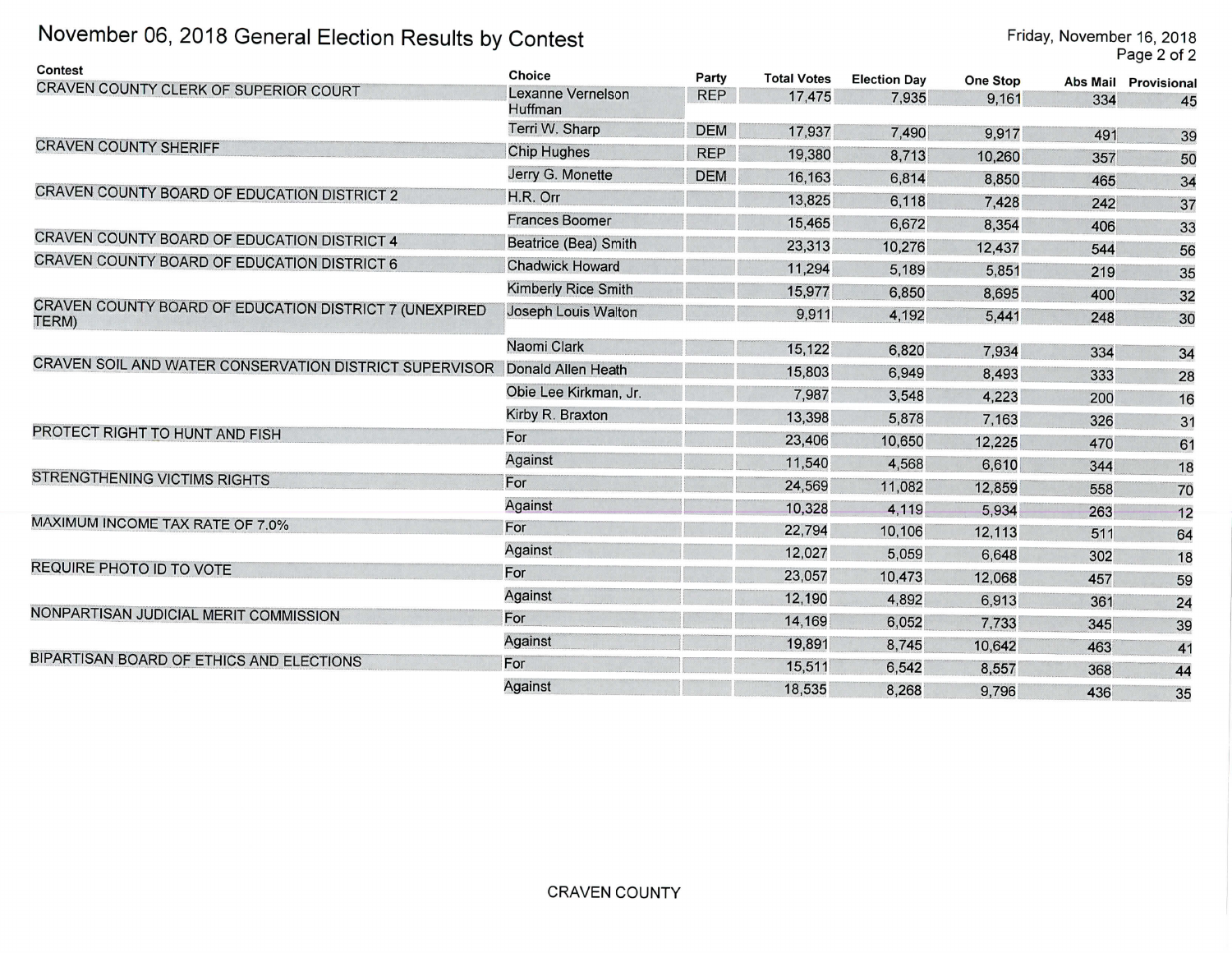# November 06, 2018 General Election Results by Contest

Friday, November 16, 2018

| Contest | Choice | Party | Total Votes | Election Day | One Stop | Abs Mail | Provisional |
|---|---|---|---|---|---|---|---|
| CRAVEN COUNTY CLERK OF SUPERIOR COURT | Lexanne Vernelson Huffman | REP | 17,475 | 7,935 | 9,161 | 334 | 45 |
| | Terri W. Sharp | DEM | 17,937 | 7,490 | 9,917 | 491 | 39 |
| CRAVEN COUNTY SHERIFF | Chip Hughes | REP | 19,380 | 8,713 | 10,260 | 357 | 50 |
| | Jerry G. Monette | DEM | 16,163 | 6,814 | 8,850 | 465 | 34 |
| CRAVEN COUNTY BOARD OF EDUCATION DISTRICT 2 | H.R. Orr | | 13,825 | 6,118 | 7,428 | 242 | 37 |
| | Frances Boomer | | 15,465 | 6,672 | 8,354 | 406 | 33 |
| CRAVEN COUNTY BOARD OF EDUCATION DISTRICT 4 | Beatrice (Bea) Smith | | 23,313 | 10,276 | 12,437 | 544 | 56 |
| CRAVEN COUNTY BOARD OF EDUCATION DISTRICT 6 | Chadwick Howard | | 11,294 | 5,189 | 5,851 | 219 | 35 |
| | Kimberly Rice Smith | | 15,977 | 6,850 | 8,695 | 400 | 32 |
| CRAVEN COUNTY BOARD OF EDUCATION DISTRICT 7 (UNEXPIRED TERM) | Joseph Louis Walton | | 9,911 | 4,192 | 5,441 | 248 | 30 |
| | Naomi Clark | | 15,122 | 6,820 | 7,934 | 334 | 34 |
| CRAVEN SOIL AND WATER CONSERVATION DISTRICT SUPERVISOR | Donald Allen Heath | | 15,803 | 6,949 | 8,493 | 333 | 28 |
| | Obie Lee Kirkman, Jr. | | 7,987 | 3,548 | 4,223 | 200 | 16 |
| | Kirby R. Braxton | | 13,398 | 5,878 | 7,163 | 326 | 31 |
| PROTECT RIGHT TO HUNT AND FISH | For | | 23,406 | 10,650 | 12,225 | 470 | 61 |
| | Against | | 11,540 | 4,568 | 6,610 | 344 | 18 |
| STRENGTHENING VICTIMS RIGHTS | For | | 24,569 | 11,082 | 12,859 | 558 | 70 |
| | Against | | 10,328 | 4,119 | 5,934 | 263 | 12 |
| MAXIMUM INCOME TAX RATE OF 7.0% | For | | 22,794 | 10,106 | 12,113 | 511 | 64 |
| | Against | | 12,027 | 5,059 | 6,648 | 302 | 18 |
| REQUIRE PHOTO ID TO VOTE | For | | 23,057 | 10,473 | 12,068 | 457 | 59 |
| | Against | | 12,190 | 4,892 | 6,913 | 361 | 24 |
| NONPARTISAN JUDICIAL MERIT COMMISSION | For | | 14,169 | 6,052 | 7,733 | 345 | 39 |
| | Against | | 19,891 | 8,745 | 10,642 | 463 | 41 |
| BIPARTISAN BOARD OF ETHICS AND ELECTIONS | For | | 15,511 | 6,542 | 8,557 | 368 | 44 |
| | Against | | 18,535 | 8,268 | 9,796 | 436 | 35 |

CRAVEN COUNTY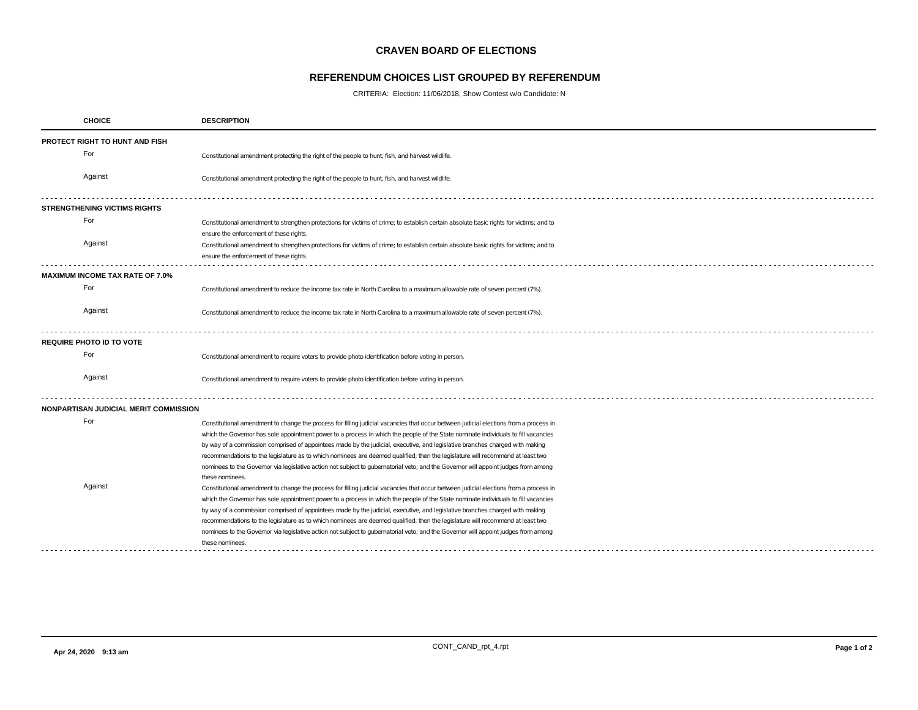# CRAVEN BOARD OF ELECTIONS

## REFERENDUM CHOICES LIST GROUPED BY REFERENDUM

CRITERIA: Election: 11/06/2018, Show Contest w/o Candidate: N

| CHOICE | DESCRIPTION |
|---|---|
| **PROTECT RIGHT TO HUNT AND FISH** | |
| For | Constitutional amendment protecting the right of the people to hunt, fish, and harvest wildlife. |
| Against | Constitutional amendment protecting the right of the people to hunt, fish, and harvest wildlife. |
| **STRENGTHENING VICTIMS RIGHTS** | |
| For | Constitutional amendment to strengthen protections for victims of crime; to establish certain absolute basic rights for victims; and to ensure the enforcement of these rights. |
| Against | Constitutional amendment to strengthen protections for victims of crime; to establish certain absolute basic rights for victims; and to ensure the enforcement of these rights. |
| **MAXIMUM INCOME TAX RATE OF 7.0%** | |
| For | Constitutional amendment to reduce the income tax rate in North Carolina to a maximum allowable rate of seven percent (7%). |
| Against | Constitutional amendment to reduce the income tax rate in North Carolina to a maximum allowable rate of seven percent (7%). |
| **REQUIRE PHOTO ID TO VOTE** | |
| For | Constitutional amendment to require voters to provide photo identification before voting in person. |
| Against | Constitutional amendment to require voters to provide photo identification before voting in person. |
| **NONPARTISAN JUDICIAL MERIT COMMISSION** | |
| For | Constitutional amendment to change the process for filling judicial vacancies that occur between judicial elections from a process in which the Governor has sole appointment power to a process in which the people of the State nominate individuals to fill vacancies by way of a commission comprised of appointees made by the judicial, executive, and legislative branches charged with making recommendations to the legislature as to which nominees are deemed qualified; then the legislature will recommend at least two nominees to the Governor via legislative action not subject to gubernatorial veto; and the Governor will appoint judges from among these nominees. |
| Against | Constitutional amendment to change the process for filling judicial vacancies that occur between judicial elections from a process in which the Governor has sole appointment power to a process in which the people of the State nominate individuals to fill vacancies by way of a commission comprised of appointees made by the judicial, executive, and legislative branches charged with making recommendations to the legislature as to which nominees are deemed qualified; then the legislature will recommend at least two nominees to the Governor via legislative action not subject to gubernatorial veto; and the Governor will appoint judges from among these nominees. |

Apr 24, 2020 9:13 am CONT_CAND_rpt_4.rpt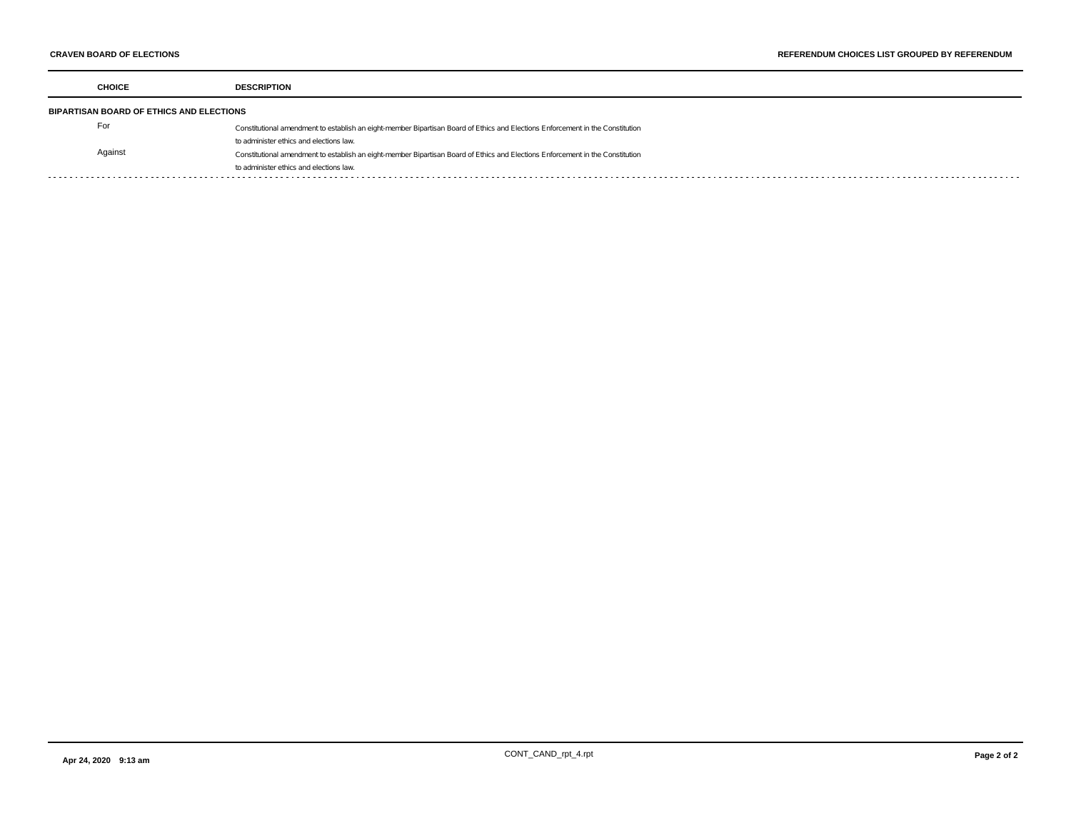| CHOICE | DESCRIPTION |
| --- | --- |
| **BIPARTISAN BOARD OF ETHICS AND ELECTIONS** | |
| For | Constitutional amendment to establish an eight-member Bipartisan Board of Ethics and Elections Enforcement in the Constitution to administer ethics and elections law. |
| Against | Constitutional amendment to establish an eight-member Bipartisan Board of Ethics and Elections Enforcement in the Constitution to administer ethics and elections law. |